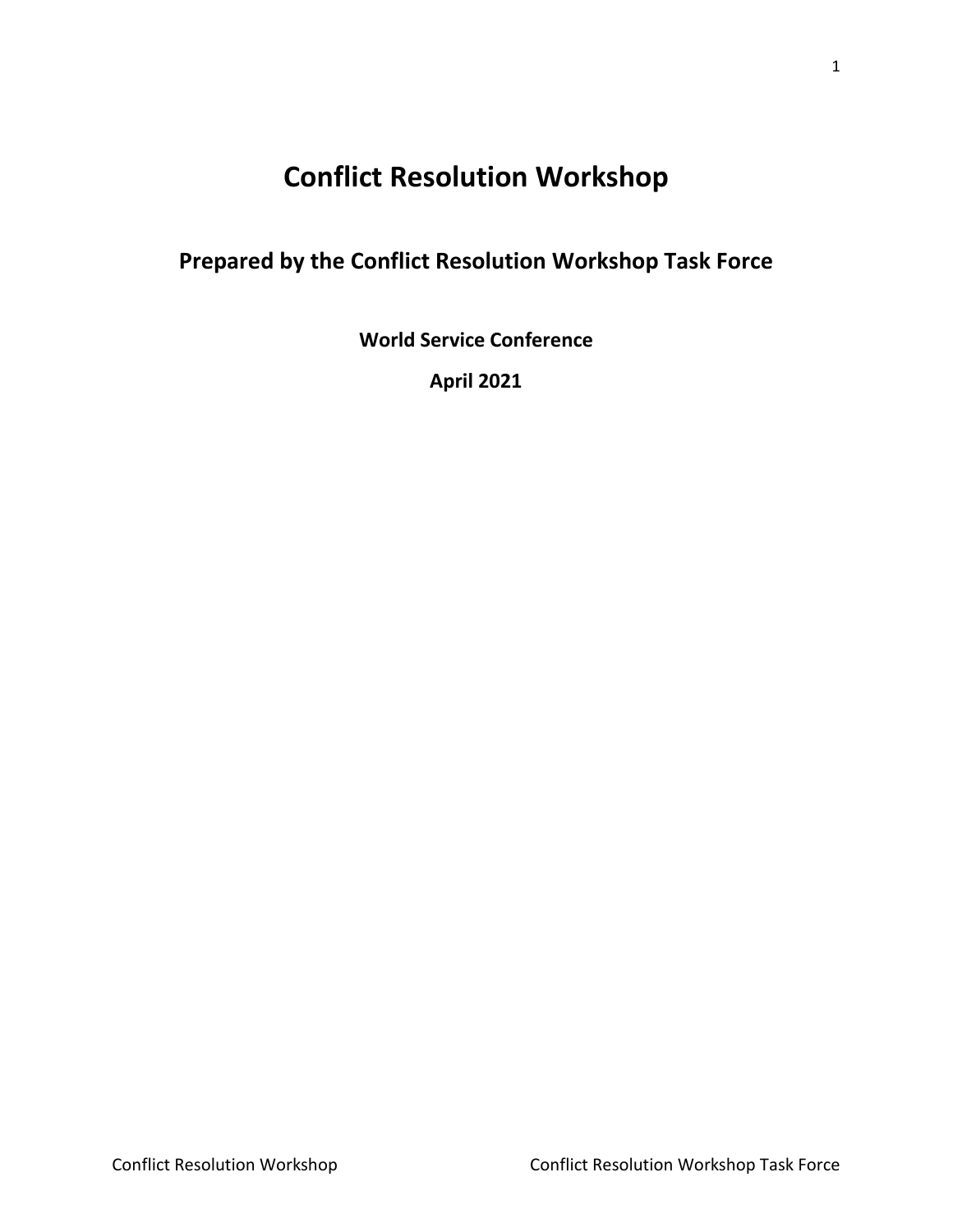# Conflict Resolution Workshop

## Prepared by the Conflict Resolution Workshop Task Force

**World Service Conference**

**April 2021**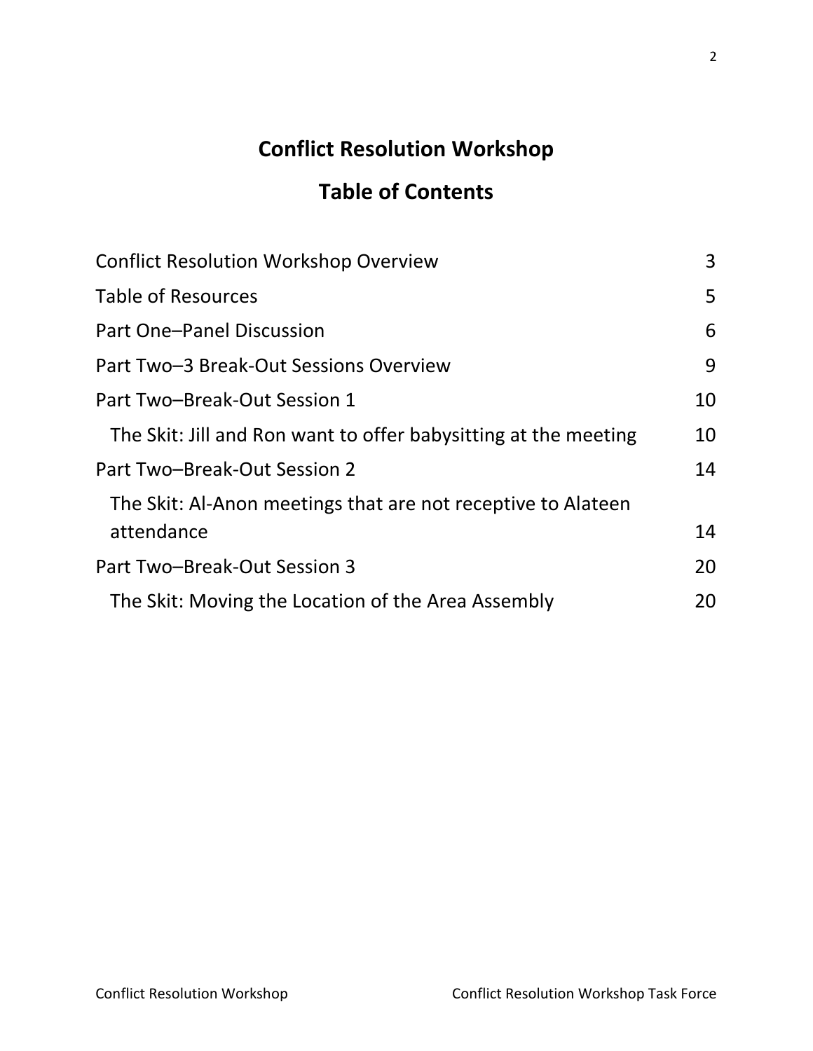# Conflict Resolution Workshop

## Table of Contents

| | |
|---|---|
| Conflict Resolution Workshop Overview | 3 |
| Table of Resources | 5 |
| Part One–Panel Discussion | 6 |
| Part Two–3 Break-Out Sessions Overview | 9 |
| Part Two–Break-Out Session 1 | 10 |
| The Skit: Jill and Ron want to offer babysitting at the meeting | 10 |
| Part Two–Break-Out Session 2 | 14 |
| The Skit: Al-Anon meetings that are not receptive to Alateen attendance | 14 |
| Part Two–Break-Out Session 3 | 20 |
| The Skit: Moving the Location of the Area Assembly | 20 |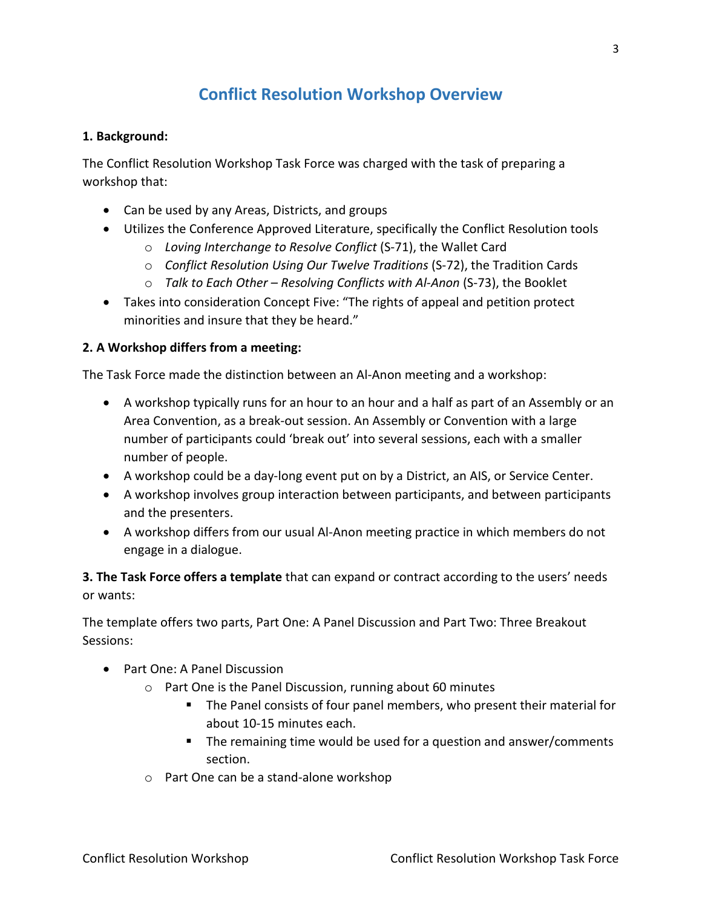# Conflict Resolution Workshop Overview

**1. Background:**

The Conflict Resolution Workshop Task Force was charged with the task of preparing a workshop that:

- Can be used by any Areas, Districts, and groups
- Utilizes the Conference Approved Literature, specifically the Conflict Resolution tools
  - *Loving Interchange to Resolve Conflict* (S-71), the Wallet Card
  - *Conflict Resolution Using Our Twelve Traditions* (S-72), the Tradition Cards
  - *Talk to Each Other – Resolving Conflicts with Al-Anon* (S-73), the Booklet
- Takes into consideration Concept Five: "The rights of appeal and petition protect minorities and insure that they be heard."

**2. A Workshop differs from a meeting:**

The Task Force made the distinction between an Al-Anon meeting and a workshop:

- A workshop typically runs for an hour to an hour and a half as part of an Assembly or an Area Convention, as a break-out session. An Assembly or Convention with a large number of participants could 'break out' into several sessions, each with a smaller number of people.
- A workshop could be a day-long event put on by a District, an AIS, or Service Center.
- A workshop involves group interaction between participants, and between participants and the presenters.
- A workshop differs from our usual Al-Anon meeting practice in which members do not engage in a dialogue.

**3. The Task Force offers a template** that can expand or contract according to the users' needs or wants:

The template offers two parts, Part One: A Panel Discussion and Part Two: Three Breakout Sessions:

- Part One: A Panel Discussion
  - Part One is the Panel Discussion, running about 60 minutes
    - The Panel consists of four panel members, who present their material for about 10-15 minutes each.
    - The remaining time would be used for a question and answer/comments section.
  - Part One can be a stand-alone workshop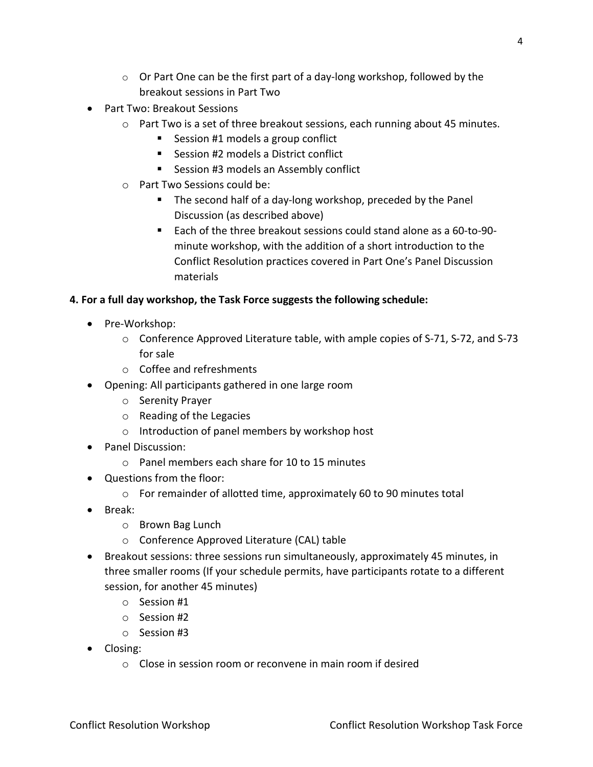- Or Part One can be the first part of a day-long workshop, followed by the breakout sessions in Part Two
- Part Two: Breakout Sessions
  - Part Two is a set of three breakout sessions, each running about 45 minutes.
    - Session #1 models a group conflict
    - Session #2 models a District conflict
    - Session #3 models an Assembly conflict
  - Part Two Sessions could be:
    - The second half of a day-long workshop, preceded by the Panel Discussion (as described above)
    - Each of the three breakout sessions could stand alone as a 60-to-90-minute workshop, with the addition of a short introduction to the Conflict Resolution practices covered in Part One's Panel Discussion materials

**4. For a full day workshop, the Task Force suggests the following schedule:**

- Pre-Workshop:
  - Conference Approved Literature table, with ample copies of S-71, S-72, and S-73 for sale
  - Coffee and refreshments
- Opening: All participants gathered in one large room
  - Serenity Prayer
  - Reading of the Legacies
  - Introduction of panel members by workshop host
- Panel Discussion:
  - Panel members each share for 10 to 15 minutes
- Questions from the floor:
  - For remainder of allotted time, approximately 60 to 90 minutes total
- Break:
  - Brown Bag Lunch
  - Conference Approved Literature (CAL) table
- Breakout sessions: three sessions run simultaneously, approximately 45 minutes, in three smaller rooms (If your schedule permits, have participants rotate to a different session, for another 45 minutes)
  - Session #1
  - Session #2
  - Session #3
- Closing:
  - Close in session room or reconvene in main room if desired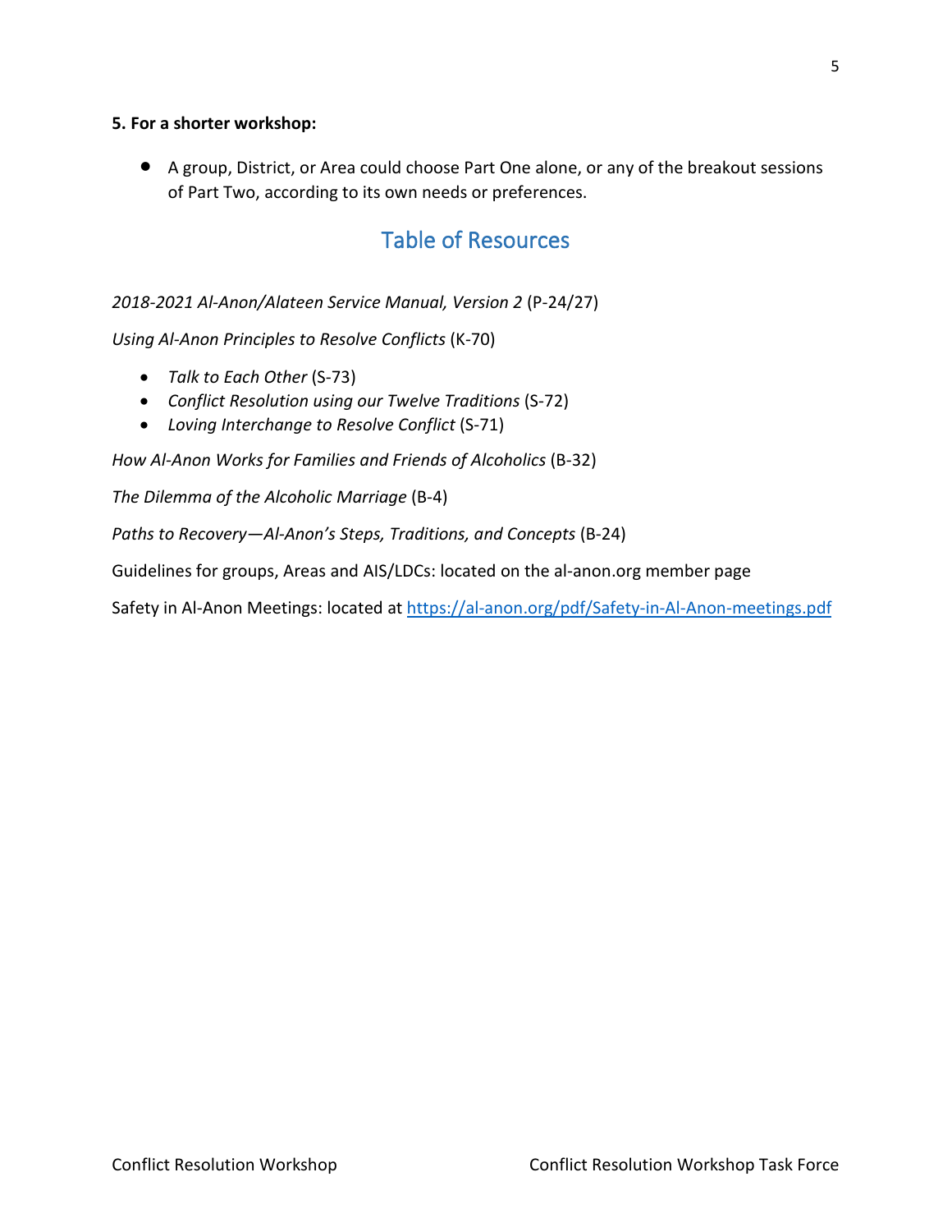**5. For a shorter workshop:**

- A group, District, or Area could choose Part One alone, or any of the breakout sessions of Part Two, according to its own needs or preferences.

## Table of Resources

*2018-2021 Al-Anon/Alateen Service Manual, Version 2* (P-24/27)

*Using Al-Anon Principles to Resolve Conflicts* (K-70)

- *Talk to Each Other* (S-73)
- *Conflict Resolution using our Twelve Traditions* (S-72)
- *Loving Interchange to Resolve Conflict* (S-71)

*How Al-Anon Works for Families and Friends of Alcoholics* (B-32)

*The Dilemma of the Alcoholic Marriage* (B-4)

*Paths to Recovery—Al-Anon's Steps, Traditions, and Concepts* (B-24)

Guidelines for groups, Areas and AIS/LDCs: located on the al-anon.org member page

Safety in Al-Anon Meetings: located at https://al-anon.org/pdf/Safety-in-Al-Anon-meetings.pdf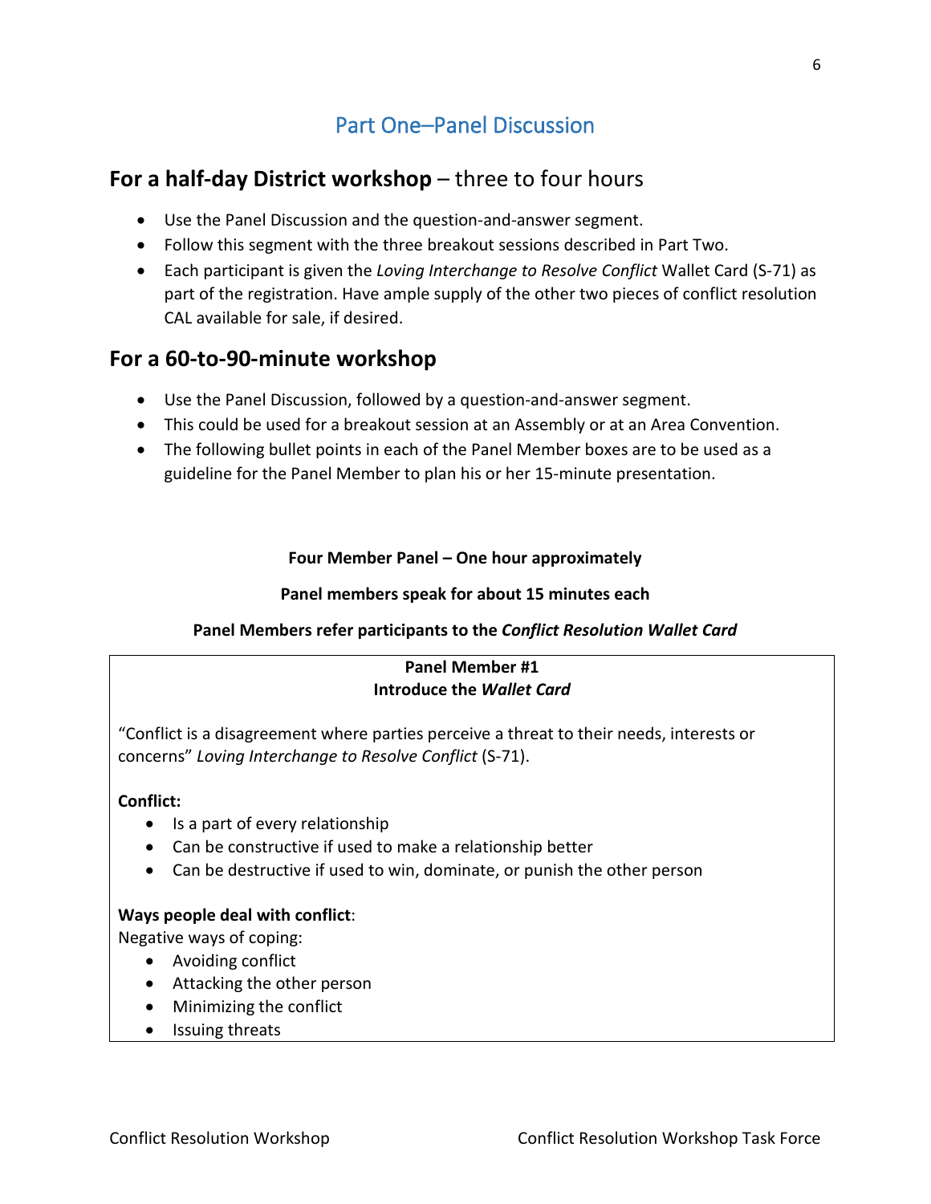## Part One–Panel Discussion

### **For a half-day District workshop** – three to four hours

- Use the Panel Discussion and the question-and-answer segment.
- Follow this segment with the three breakout sessions described in Part Two.
- Each participant is given the *Loving Interchange to Resolve Conflict* Wallet Card (S-71) as part of the registration. Have ample supply of the other two pieces of conflict resolution CAL available for sale, if desired.

### **For a 60-to-90-minute workshop**

- Use the Panel Discussion, followed by a question-and-answer segment.
- This could be used for a breakout session at an Assembly or at an Area Convention.
- The following bullet points in each of the Panel Member boxes are to be used as a guideline for the Panel Member to plan his or her 15-minute presentation.

**Four Member Panel – One hour approximately**

**Panel members speak for about 15 minutes each**

**Panel Members refer participants to the *Conflict Resolution Wallet Card***

**Panel Member #1**
**Introduce the *Wallet Card***

"Conflict is a disagreement where parties perceive a threat to their needs, interests or concerns" *Loving Interchange to Resolve Conflict* (S-71).

**Conflict:**

- Is a part of every relationship
- Can be constructive if used to make a relationship better
- Can be destructive if used to win, dominate, or punish the other person

**Ways people deal with conflict**:

Negative ways of coping:

- Avoiding conflict
- Attacking the other person
- Minimizing the conflict
- Issuing threats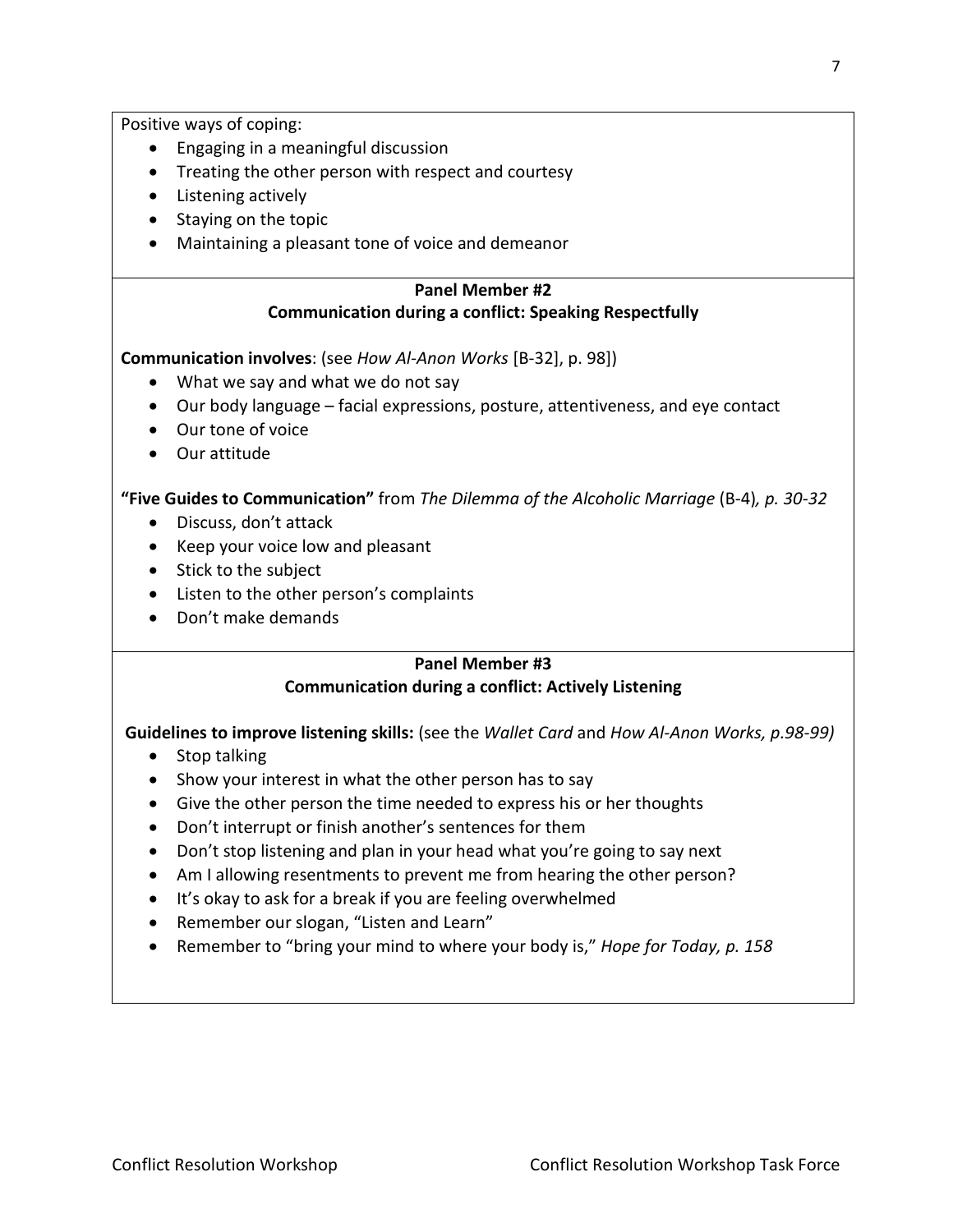Positive ways of coping:

- Engaging in a meaningful discussion
- Treating the other person with respect and courtesy
- Listening actively
- Staying on the topic
- Maintaining a pleasant tone of voice and demeanor

### Panel Member #2
### Communication during a conflict: Speaking Respectfully

**Communication involves**: (see *How Al-Anon Works* [B-32], p. 98])

- What we say and what we do not say
- Our body language – facial expressions, posture, attentiveness, and eye contact
- Our tone of voice
- Our attitude

**"Five Guides to Communication"** from *The Dilemma of the Alcoholic Marriage* (B-4)*, p. 30-32*

- Discuss, don't attack
- Keep your voice low and pleasant
- Stick to the subject
- Listen to the other person's complaints
- Don't make demands

### Panel Member #3
### Communication during a conflict: Actively Listening

**Guidelines to improve listening skills:** (see the *Wallet Card* and *How Al-Anon Works, p.98-99)*

- Stop talking
- Show your interest in what the other person has to say
- Give the other person the time needed to express his or her thoughts
- Don't interrupt or finish another's sentences for them
- Don't stop listening and plan in your head what you're going to say next
- Am I allowing resentments to prevent me from hearing the other person?
- It's okay to ask for a break if you are feeling overwhelmed
- Remember our slogan, "Listen and Learn"
- Remember to "bring your mind to where your body is," *Hope for Today, p. 158*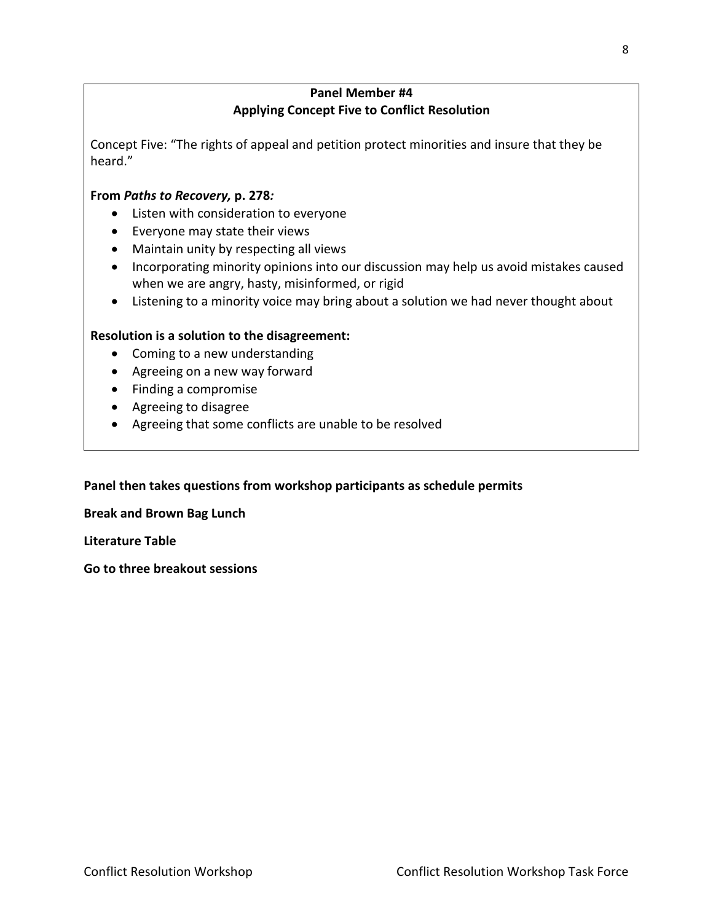**Panel Member #4**
**Applying Concept Five to Conflict Resolution**

Concept Five: "The rights of appeal and petition protect minorities and insure that they be heard."

**From *Paths to Recovery,* p. 278:**

- Listen with consideration to everyone
- Everyone may state their views
- Maintain unity by respecting all views
- Incorporating minority opinions into our discussion may help us avoid mistakes caused when we are angry, hasty, misinformed, or rigid
- Listening to a minority voice may bring about a solution we had never thought about

**Resolution is a solution to the disagreement:**

- Coming to a new understanding
- Agreeing on a new way forward
- Finding a compromise
- Agreeing to disagree
- Agreeing that some conflicts are unable to be resolved

**Panel then takes questions from workshop participants as schedule permits**

**Break and Brown Bag Lunch**

**Literature Table**

**Go to three breakout sessions**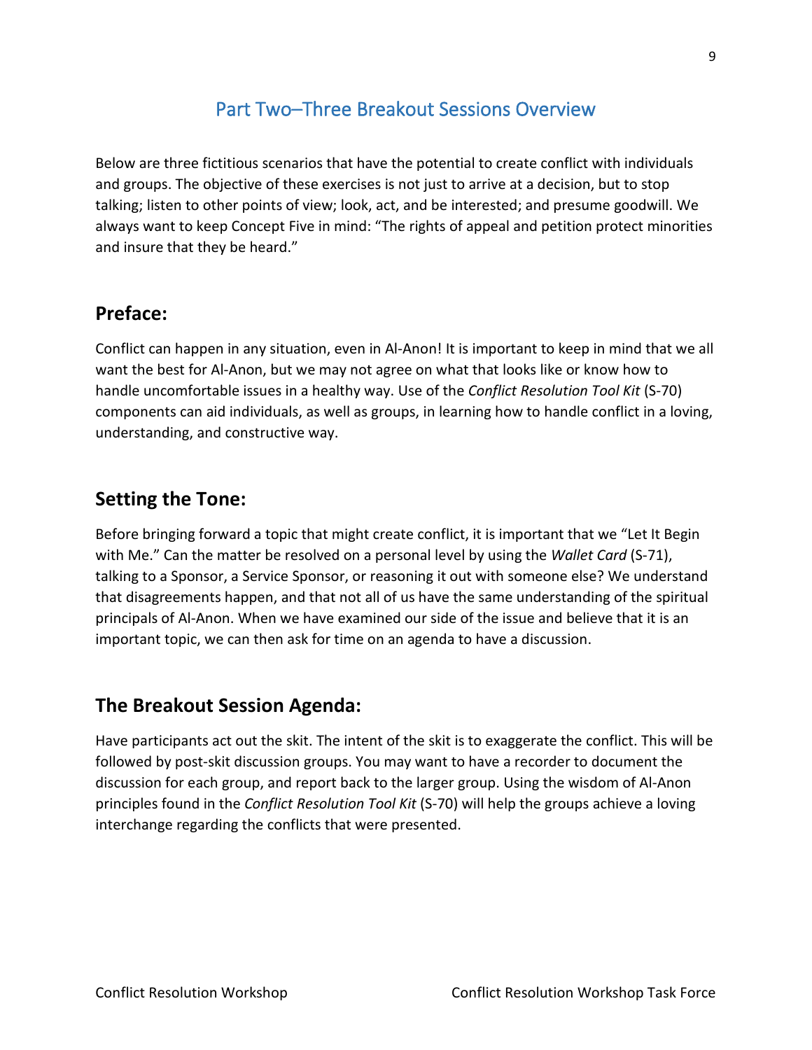## Part Two–Three Breakout Sessions Overview

Below are three fictitious scenarios that have the potential to create conflict with individuals and groups. The objective of these exercises is not just to arrive at a decision, but to stop talking; listen to other points of view; look, act, and be interested; and presume goodwill. We always want to keep Concept Five in mind: "The rights of appeal and petition protect minorities and insure that they be heard."

### Preface:

Conflict can happen in any situation, even in Al-Anon! It is important to keep in mind that we all want the best for Al-Anon, but we may not agree on what that looks like or know how to handle uncomfortable issues in a healthy way. Use of the *Conflict Resolution Tool Kit* (S-70) components can aid individuals, as well as groups, in learning how to handle conflict in a loving, understanding, and constructive way.

### Setting the Tone:

Before bringing forward a topic that might create conflict, it is important that we "Let It Begin with Me." Can the matter be resolved on a personal level by using the *Wallet Card* (S-71), talking to a Sponsor, a Service Sponsor, or reasoning it out with someone else? We understand that disagreements happen, and that not all of us have the same understanding of the spiritual principals of Al-Anon. When we have examined our side of the issue and believe that it is an important topic, we can then ask for time on an agenda to have a discussion.

### The Breakout Session Agenda:

Have participants act out the skit. The intent of the skit is to exaggerate the conflict. This will be followed by post-skit discussion groups. You may want to have a recorder to document the discussion for each group, and report back to the larger group. Using the wisdom of Al-Anon principles found in the *Conflict Resolution Tool Kit* (S-70) will help the groups achieve a loving interchange regarding the conflicts that were presented.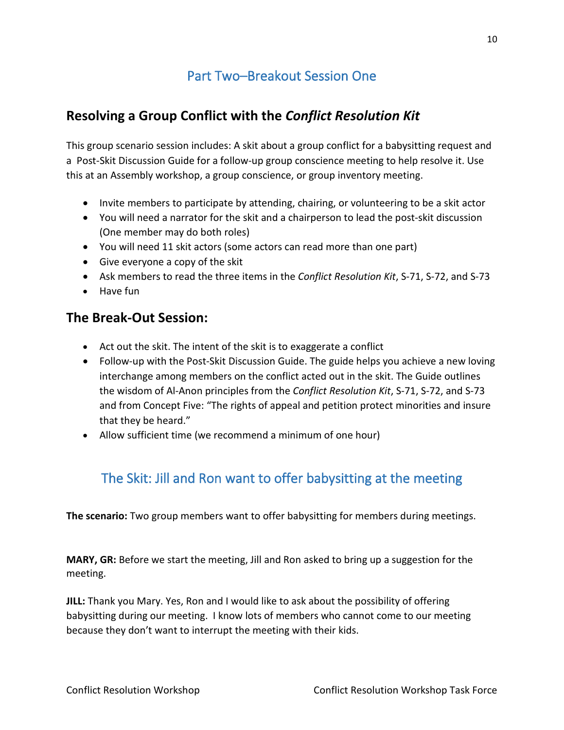## Part Two–Breakout Session One

## Resolving a Group Conflict with the *Conflict Resolution Kit*

This group scenario session includes: A skit about a group conflict for a babysitting request and a Post-Skit Discussion Guide for a follow-up group conscience meeting to help resolve it. Use this at an Assembly workshop, a group conscience, or group inventory meeting.

- Invite members to participate by attending, chairing, or volunteering to be a skit actor
- You will need a narrator for the skit and a chairperson to lead the post-skit discussion (One member may do both roles)
- You will need 11 skit actors (some actors can read more than one part)
- Give everyone a copy of the skit
- Ask members to read the three items in the *Conflict Resolution Kit*, S-71, S-72, and S-73
- Have fun

## The Break-Out Session:

- Act out the skit. The intent of the skit is to exaggerate a conflict
- Follow-up with the Post-Skit Discussion Guide. The guide helps you achieve a new loving interchange among members on the conflict acted out in the skit. The Guide outlines the wisdom of Al-Anon principles from the *Conflict Resolution Kit*, S-71, S-72, and S-73 and from Concept Five: "The rights of appeal and petition protect minorities and insure that they be heard."
- Allow sufficient time (we recommend a minimum of one hour)

## The Skit: Jill and Ron want to offer babysitting at the meeting

**The scenario:** Two group members want to offer babysitting for members during meetings.

**MARY, GR:** Before we start the meeting, Jill and Ron asked to bring up a suggestion for the meeting.

**JILL:** Thank you Mary. Yes, Ron and I would like to ask about the possibility of offering babysitting during our meeting. I know lots of members who cannot come to our meeting because they don't want to interrupt the meeting with their kids.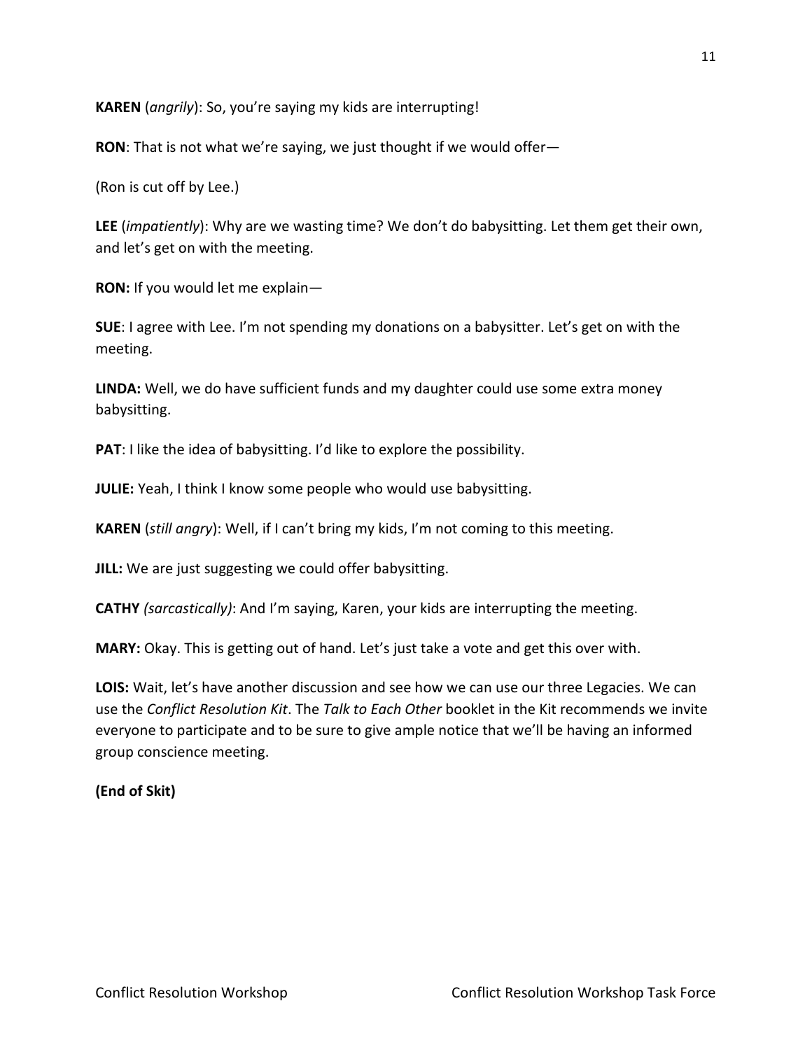**KAREN** (*angrily*): So, you're saying my kids are interrupting!

**RON**: That is not what we're saying, we just thought if we would offer—

(Ron is cut off by Lee.)

**LEE** (*impatiently*): Why are we wasting time? We don't do babysitting. Let them get their own, and let's get on with the meeting.

**RON:** If you would let me explain—

**SUE**: I agree with Lee. I'm not spending my donations on a babysitter. Let's get on with the meeting.

**LINDA:** Well, we do have sufficient funds and my daughter could use some extra money babysitting.

**PAT**: I like the idea of babysitting. I'd like to explore the possibility.

**JULIE:** Yeah, I think I know some people who would use babysitting.

**KAREN** (*still angry*): Well, if I can't bring my kids, I'm not coming to this meeting.

**JILL:** We are just suggesting we could offer babysitting.

**CATHY** *(sarcastically)*: And I'm saying, Karen, your kids are interrupting the meeting.

**MARY:** Okay. This is getting out of hand. Let's just take a vote and get this over with.

**LOIS:** Wait, let's have another discussion and see how we can use our three Legacies. We can use the *Conflict Resolution Kit*. The *Talk to Each Other* booklet in the Kit recommends we invite everyone to participate and to be sure to give ample notice that we'll be having an informed group conscience meeting.

**(End of Skit)**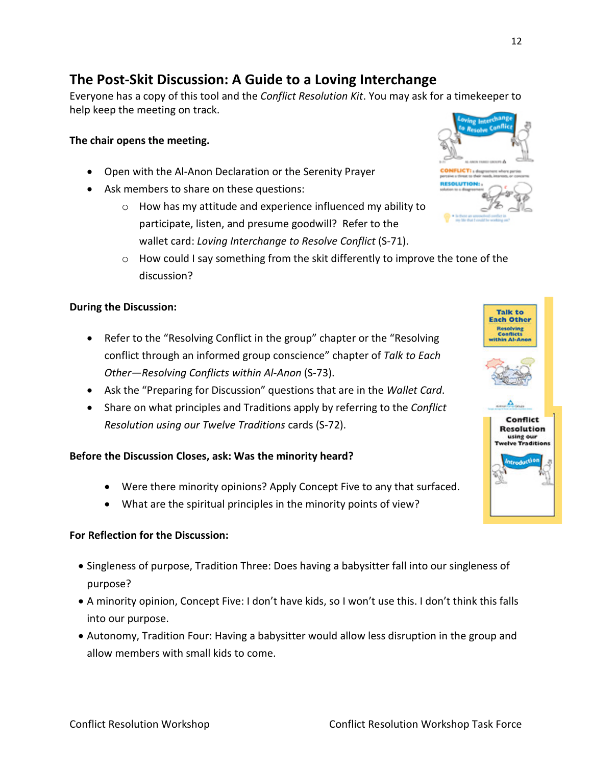## The Post-Skit Discussion: A Guide to a Loving Interchange

Everyone has a copy of this tool and the *Conflict Resolution Kit*. You may ask for a timekeeper to help keep the meeting on track.

**The chair opens the meeting.**

- Open with the Al-Anon Declaration or the Serenity Prayer
- Ask members to share on these questions:
  - How has my attitude and experience influenced my ability to participate, listen, and presume goodwill? Refer to the wallet card: *Loving Interchange to Resolve Conflict* (S-71).
  - How could I say something from the skit differently to improve the tone of the discussion?

**During the Discussion:**

- Refer to the "Resolving Conflict in the group" chapter or the "Resolving conflict through an informed group conscience" chapter of *Talk to Each Other—Resolving Conflicts within Al-Anon* (S-73).
- Ask the "Preparing for Discussion" questions that are in the *Wallet Card*.
- Share on what principles and Traditions apply by referring to the *Conflict Resolution using our Twelve Traditions* cards (S-72).

**Before the Discussion Closes, ask: Was the minority heard?**

- Were there minority opinions? Apply Concept Five to any that surfaced.
- What are the spiritual principles in the minority points of view?

**For Reflection for the Discussion:**

- Singleness of purpose, Tradition Three: Does having a babysitter fall into our singleness of purpose?
- A minority opinion, Concept Five: I don't have kids, so I won't use this. I don't think this falls into our purpose.
- Autonomy, Tradition Four: Having a babysitter would allow less disruption in the group and allow members with small kids to come.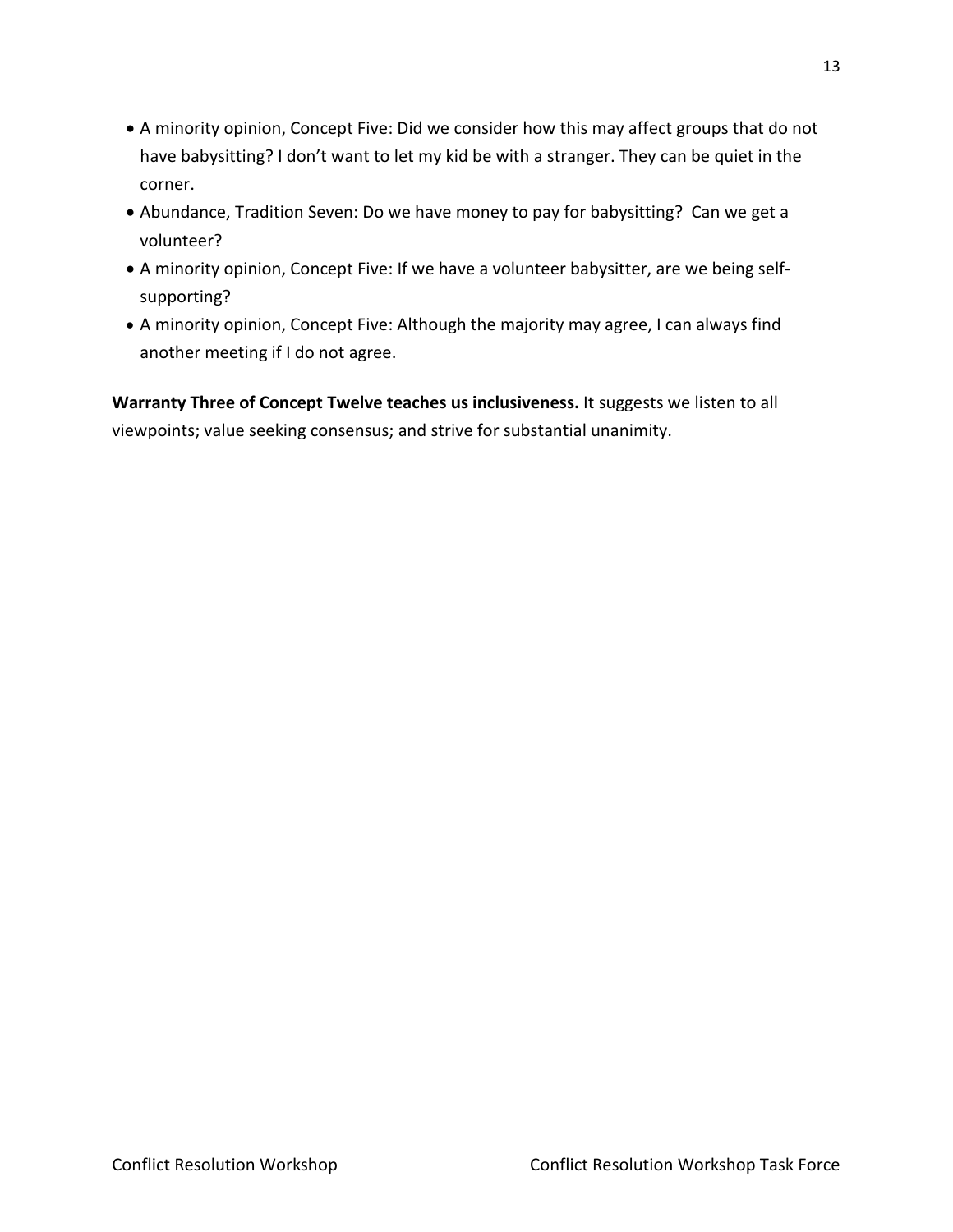- A minority opinion, Concept Five: Did we consider how this may affect groups that do not have babysitting? I don't want to let my kid be with a stranger. They can be quiet in the corner.
- Abundance, Tradition Seven: Do we have money to pay for babysitting? Can we get a volunteer?
- A minority opinion, Concept Five: If we have a volunteer babysitter, are we being self-supporting?
- A minority opinion, Concept Five: Although the majority may agree, I can always find another meeting if I do not agree.

**Warranty Three of Concept Twelve teaches us inclusiveness.** It suggests we listen to all viewpoints; value seeking consensus; and strive for substantial unanimity.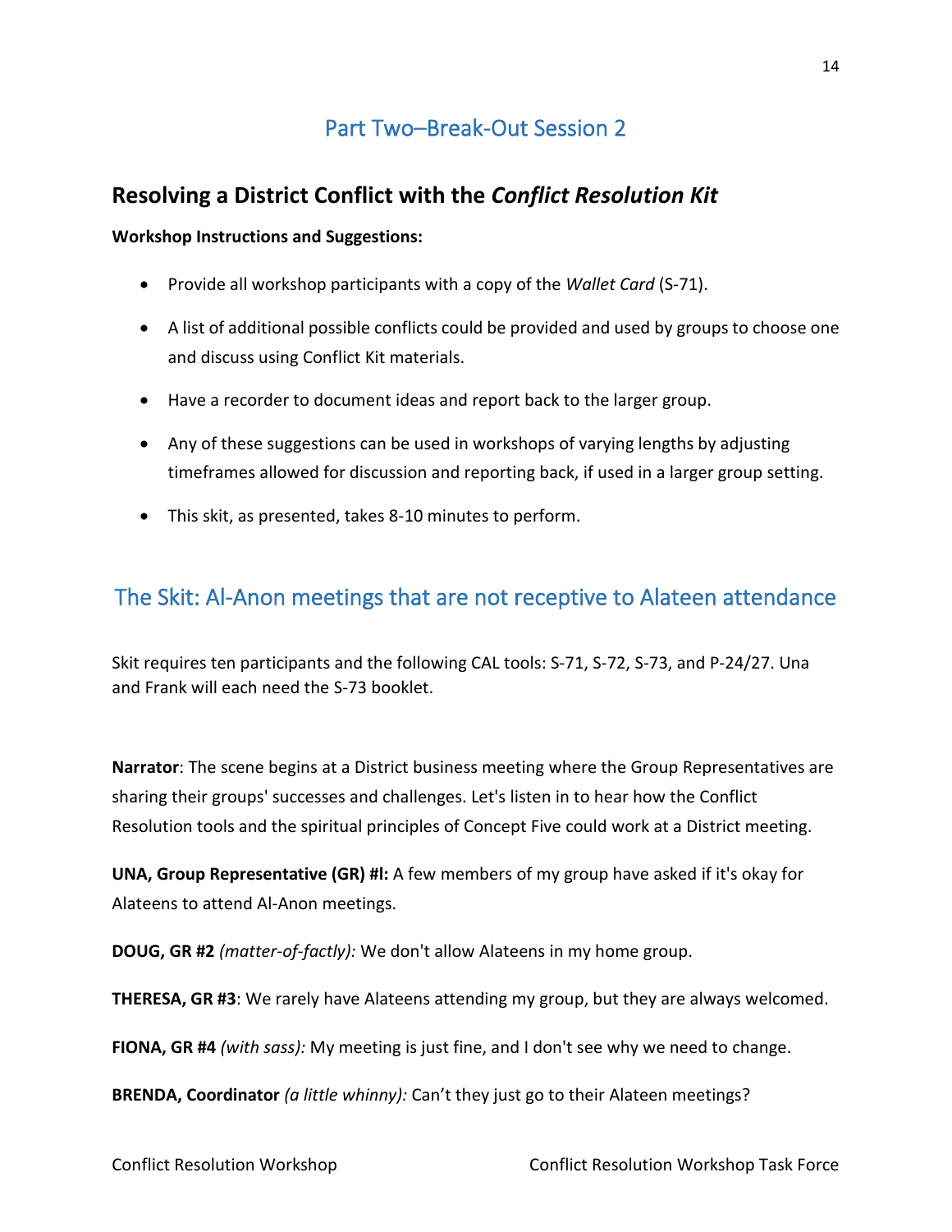# Part Two–Break-Out Session 2

## Resolving a District Conflict with the *Conflict Resolution Kit*

**Workshop Instructions and Suggestions:**

- Provide all workshop participants with a copy of the *Wallet Card* (S-71).
- A list of additional possible conflicts could be provided and used by groups to choose one and discuss using Conflict Kit materials.
- Have a recorder to document ideas and report back to the larger group.
- Any of these suggestions can be used in workshops of varying lengths by adjusting timeframes allowed for discussion and reporting back, if used in a larger group setting.
- This skit, as presented, takes 8-10 minutes to perform.

# The Skit: Al-Anon meetings that are not receptive to Alateen attendance

Skit requires ten participants and the following CAL tools: S-71, S-72, S-73, and P-24/27. Una and Frank will each need the S-73 booklet.

**Narrator**: The scene begins at a District business meeting where the Group Representatives are sharing their groups' successes and challenges. Let's listen in to hear how the Conflict Resolution tools and the spiritual principles of Concept Five could work at a District meeting.

**UNA, Group Representative (GR) #l:** A few members of my group have asked if it's okay for Alateens to attend Al-Anon meetings.

**DOUG, GR #2** *(matter-of-factly):* We don't allow Alateens in my home group.

**THERESA, GR #3**: We rarely have Alateens attending my group, but they are always welcomed.

**FIONA, GR #4** *(with sass):* My meeting is just fine, and I don't see why we need to change.

**BRENDA, Coordinator** *(a little whinny):* Can't they just go to their Alateen meetings?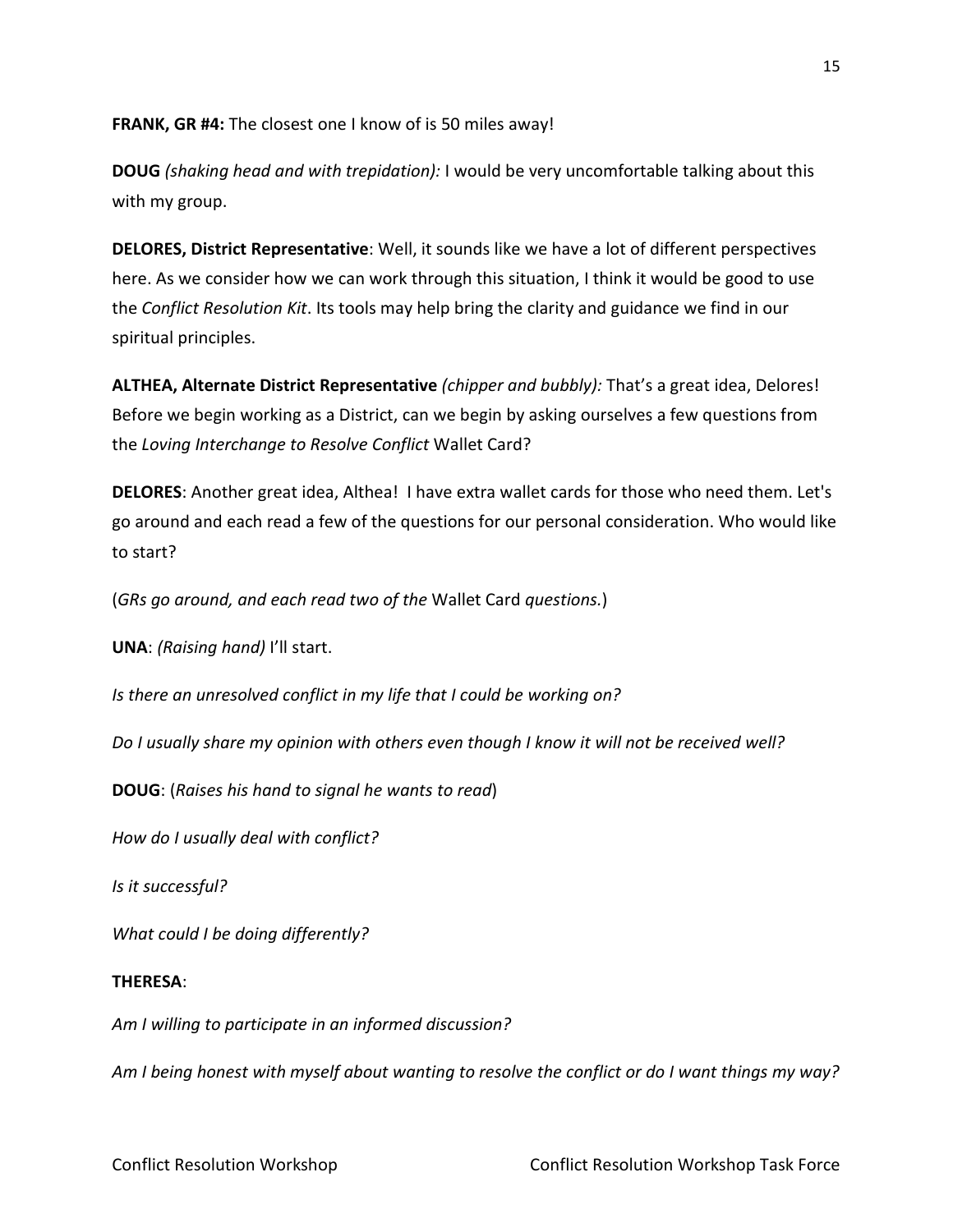**FRANK, GR #4:** The closest one I know of is 50 miles away!

**DOUG** *(shaking head and with trepidation):* I would be very uncomfortable talking about this with my group.

**DELORES, District Representative**: Well, it sounds like we have a lot of different perspectives here. As we consider how we can work through this situation, I think it would be good to use the *Conflict Resolution Kit*. Its tools may help bring the clarity and guidance we find in our spiritual principles.

**ALTHEA, Alternate District Representative** *(chipper and bubbly):* That's a great idea, Delores! Before we begin working as a District, can we begin by asking ourselves a few questions from the *Loving Interchange to Resolve Conflict* Wallet Card?

**DELORES**: Another great idea, Althea! I have extra wallet cards for those who need them. Let's go around and each read a few of the questions for our personal consideration. Who would like to start?

(*GRs go around, and each read two of the* Wallet Card *questions.*)

**UNA**: *(Raising hand)* I'll start.

*Is there an unresolved conflict in my life that I could be working on?*

*Do I usually share my opinion with others even though I know it will not be received well?*

**DOUG**: (*Raises his hand to signal he wants to read*)

*How do I usually deal with conflict?*

*Is it successful?*

*What could I be doing differently?*

**THERESA**:

*Am I willing to participate in an informed discussion?*

*Am I being honest with myself about wanting to resolve the conflict or do I want things my way?*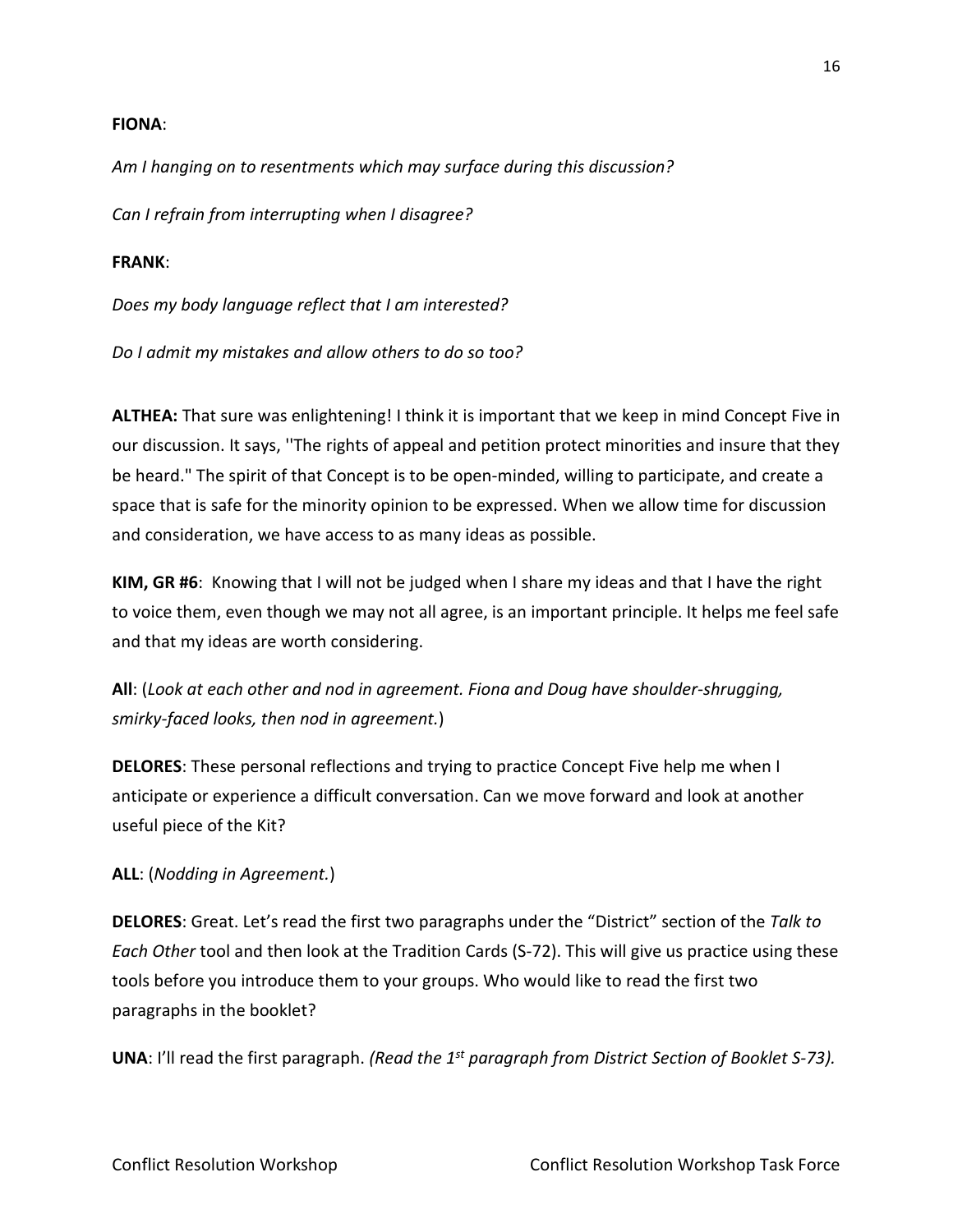**FIONA**:

*Am I hanging on to resentments which may surface during this discussion?*

*Can I refrain from interrupting when I disagree?*

**FRANK**:

*Does my body language reflect that I am interested?*

*Do I admit my mistakes and allow others to do so too?*

**ALTHEA:** That sure was enlightening! I think it is important that we keep in mind Concept Five in our discussion. It says, ''The rights of appeal and petition protect minorities and insure that they be heard." The spirit of that Concept is to be open-minded, willing to participate, and create a space that is safe for the minority opinion to be expressed. When we allow time for discussion and consideration, we have access to as many ideas as possible.

**KIM, GR #6**: Knowing that I will not be judged when I share my ideas and that I have the right to voice them, even though we may not all agree, is an important principle. It helps me feel safe and that my ideas are worth considering.

**All**: (*Look at each other and nod in agreement. Fiona and Doug have shoulder-shrugging, smirky-faced looks, then nod in agreement.*)

**DELORES**: These personal reflections and trying to practice Concept Five help me when I anticipate or experience a difficult conversation. Can we move forward and look at another useful piece of the Kit?

**ALL**: (*Nodding in Agreement.*)

**DELORES**: Great. Let's read the first two paragraphs under the "District" section of the *Talk to Each Other* tool and then look at the Tradition Cards (S-72). This will give us practice using these tools before you introduce them to your groups. Who would like to read the first two paragraphs in the booklet?

**UNA**: I'll read the first paragraph. *(Read the 1st paragraph from District Section of Booklet S-73).*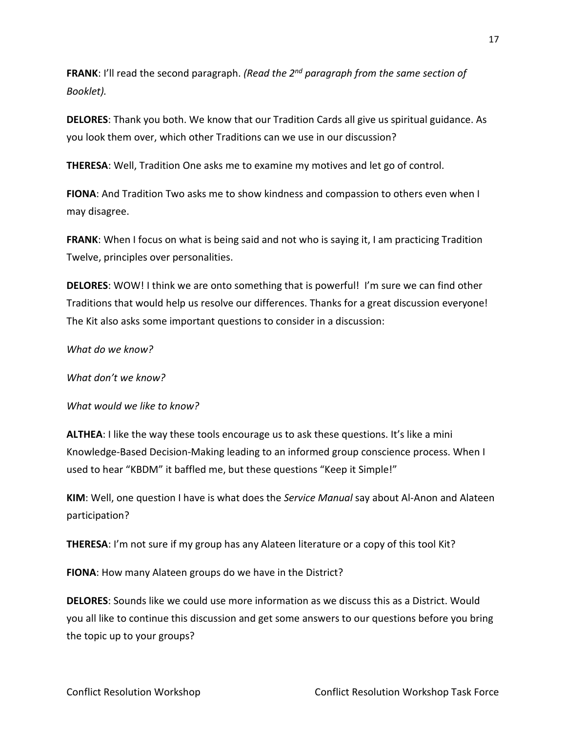**FRANK**: I'll read the second paragraph. *(Read the 2nd paragraph from the same section of Booklet).*

**DELORES**: Thank you both. We know that our Tradition Cards all give us spiritual guidance. As you look them over, which other Traditions can we use in our discussion?

**THERESA**: Well, Tradition One asks me to examine my motives and let go of control.

**FIONA**: And Tradition Two asks me to show kindness and compassion to others even when I may disagree.

**FRANK**: When I focus on what is being said and not who is saying it, I am practicing Tradition Twelve, principles over personalities.

**DELORES**: WOW! I think we are onto something that is powerful! I'm sure we can find other Traditions that would help us resolve our differences. Thanks for a great discussion everyone! The Kit also asks some important questions to consider in a discussion:

*What do we know?*

*What don't we know?*

*What would we like to know?*

**ALTHEA**: I like the way these tools encourage us to ask these questions. It's like a mini Knowledge-Based Decision-Making leading to an informed group conscience process. When I used to hear "KBDM" it baffled me, but these questions "Keep it Simple!"

**KIM**: Well, one question I have is what does the *Service Manual* say about Al-Anon and Alateen participation?

**THERESA**: I'm not sure if my group has any Alateen literature or a copy of this tool Kit?

**FIONA**: How many Alateen groups do we have in the District?

**DELORES**: Sounds like we could use more information as we discuss this as a District. Would you all like to continue this discussion and get some answers to our questions before you bring the topic up to your groups?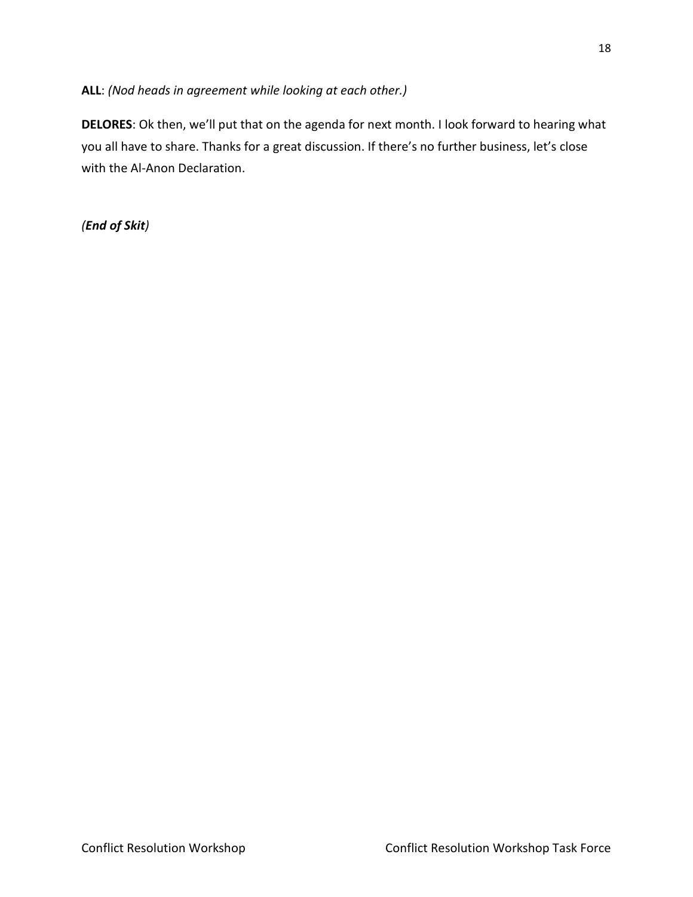**ALL**: *(Nod heads in agreement while looking at each other.)*

**DELORES**: Ok then, we'll put that on the agenda for next month. I look forward to hearing what you all have to share. Thanks for a great discussion. If there's no further business, let's close with the Al-Anon Declaration.

*(**End of Skit**)*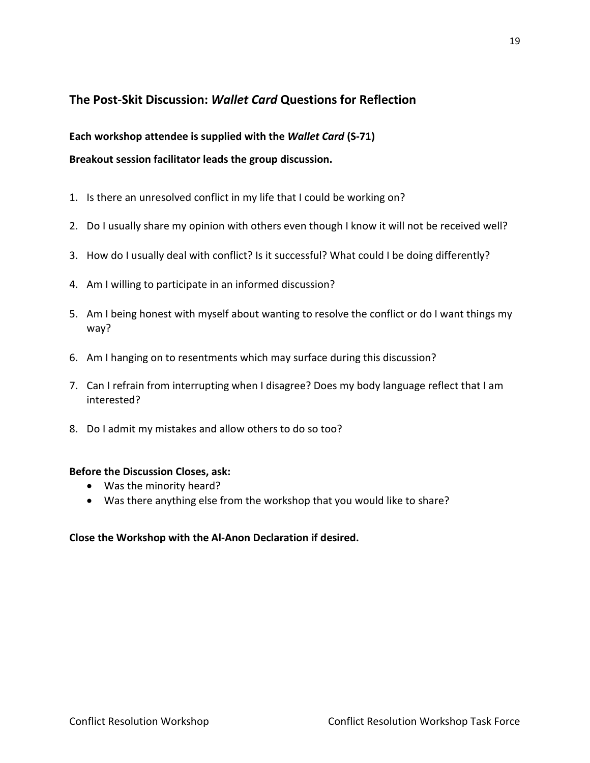## The Post-Skit Discussion: *Wallet Card* Questions for Reflection

**Each workshop attendee is supplied with the *Wallet Card* (S-71)**

**Breakout session facilitator leads the group discussion.**

1. Is there an unresolved conflict in my life that I could be working on?
2. Do I usually share my opinion with others even though I know it will not be received well?
3. How do I usually deal with conflict? Is it successful? What could I be doing differently?
4. Am I willing to participate in an informed discussion?
5. Am I being honest with myself about wanting to resolve the conflict or do I want things my way?
6. Am I hanging on to resentments which may surface during this discussion?
7. Can I refrain from interrupting when I disagree? Does my body language reflect that I am interested?
8. Do I admit my mistakes and allow others to do so too?

**Before the Discussion Closes, ask:**

- Was the minority heard?
- Was there anything else from the workshop that you would like to share?

**Close the Workshop with the Al-Anon Declaration if desired.**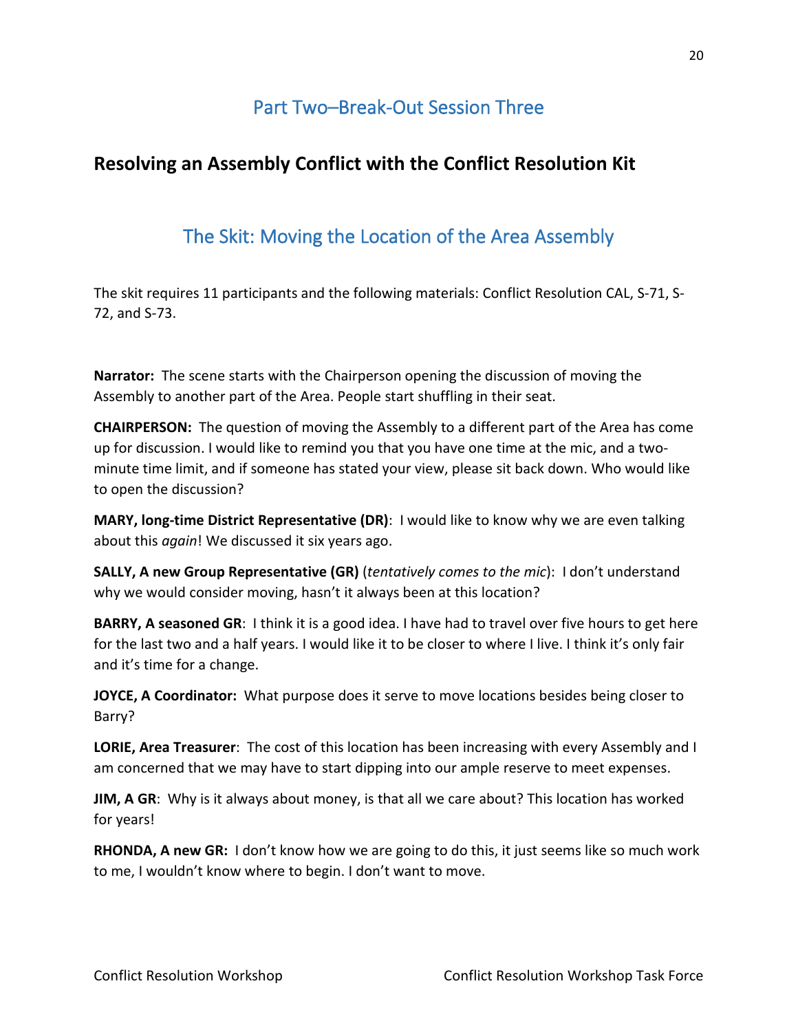## Part Two–Break-Out Session Three

# Resolving an Assembly Conflict with the Conflict Resolution Kit

## The Skit: Moving the Location of the Area Assembly

The skit requires 11 participants and the following materials: Conflict Resolution CAL, S-71, S-72, and S-73.

**Narrator:** The scene starts with the Chairperson opening the discussion of moving the Assembly to another part of the Area. People start shuffling in their seat.

**CHAIRPERSON:** The question of moving the Assembly to a different part of the Area has come up for discussion. I would like to remind you that you have one time at the mic, and a two-minute time limit, and if someone has stated your view, please sit back down. Who would like to open the discussion?

**MARY, long-time District Representative (DR)**: I would like to know why we are even talking about this *again*! We discussed it six years ago.

**SALLY, A new Group Representative (GR)** (*tentatively comes to the mic*): I don't understand why we would consider moving, hasn't it always been at this location?

**BARRY, A seasoned GR**: I think it is a good idea. I have had to travel over five hours to get here for the last two and a half years. I would like it to be closer to where I live. I think it's only fair and it's time for a change.

**JOYCE, A Coordinator:** What purpose does it serve to move locations besides being closer to Barry?

**LORIE, Area Treasurer**: The cost of this location has been increasing with every Assembly and I am concerned that we may have to start dipping into our ample reserve to meet expenses.

**JIM, A GR**: Why is it always about money, is that all we care about? This location has worked for years!

**RHONDA, A new GR:** I don't know how we are going to do this, it just seems like so much work to me, I wouldn't know where to begin. I don't want to move.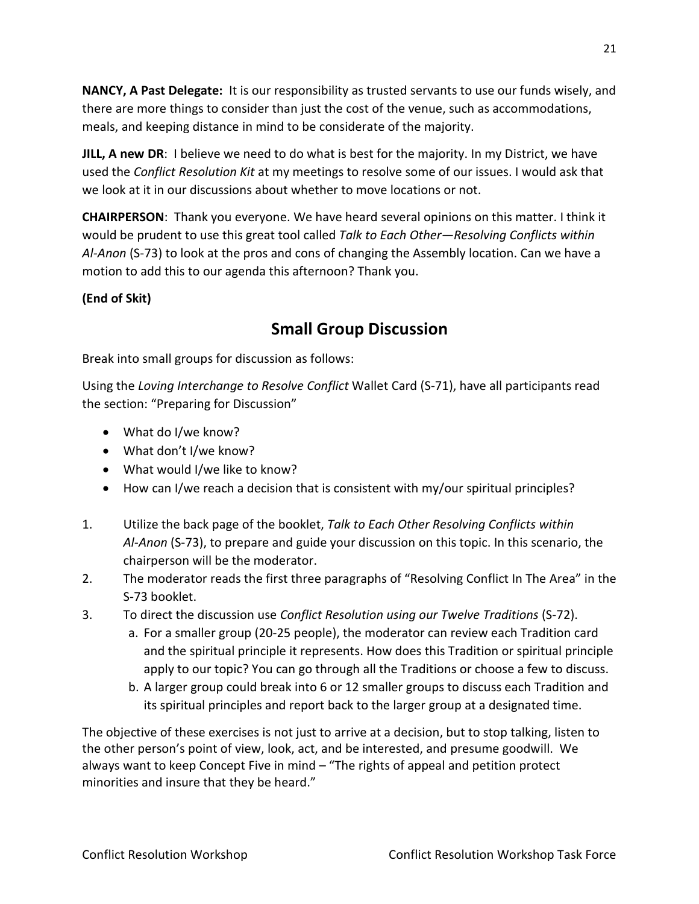**NANCY, A Past Delegate:** It is our responsibility as trusted servants to use our funds wisely, and there are more things to consider than just the cost of the venue, such as accommodations, meals, and keeping distance in mind to be considerate of the majority.

**JILL, A new DR**: I believe we need to do what is best for the majority. In my District, we have used the *Conflict Resolution Kit* at my meetings to resolve some of our issues. I would ask that we look at it in our discussions about whether to move locations or not.

**CHAIRPERSON**: Thank you everyone. We have heard several opinions on this matter. I think it would be prudent to use this great tool called *Talk to Each Other—Resolving Conflicts within Al-Anon* (S-73) to look at the pros and cons of changing the Assembly location. Can we have a motion to add this to our agenda this afternoon? Thank you.

**(End of Skit)**

## Small Group Discussion

Break into small groups for discussion as follows:

Using the *Loving Interchange to Resolve Conflict* Wallet Card (S-71), have all participants read the section: "Preparing for Discussion"

- What do I/we know?
- What don't I/we know?
- What would I/we like to know?
- How can I/we reach a decision that is consistent with my/our spiritual principles?

1. Utilize the back page of the booklet, *Talk to Each Other Resolving Conflicts within Al-Anon* (S-73), to prepare and guide your discussion on this topic. In this scenario, the chairperson will be the moderator.
2. The moderator reads the first three paragraphs of "Resolving Conflict In The Area" in the S-73 booklet.
3. To direct the discussion use *Conflict Resolution using our Twelve Traditions* (S-72).
   a. For a smaller group (20-25 people), the moderator can review each Tradition card and the spiritual principle it represents. How does this Tradition or spiritual principle apply to our topic? You can go through all the Traditions or choose a few to discuss.
   b. A larger group could break into 6 or 12 smaller groups to discuss each Tradition and its spiritual principles and report back to the larger group at a designated time.

The objective of these exercises is not just to arrive at a decision, but to stop talking, listen to the other person's point of view, look, act, and be interested, and presume goodwill. We always want to keep Concept Five in mind – "The rights of appeal and petition protect minorities and insure that they be heard."